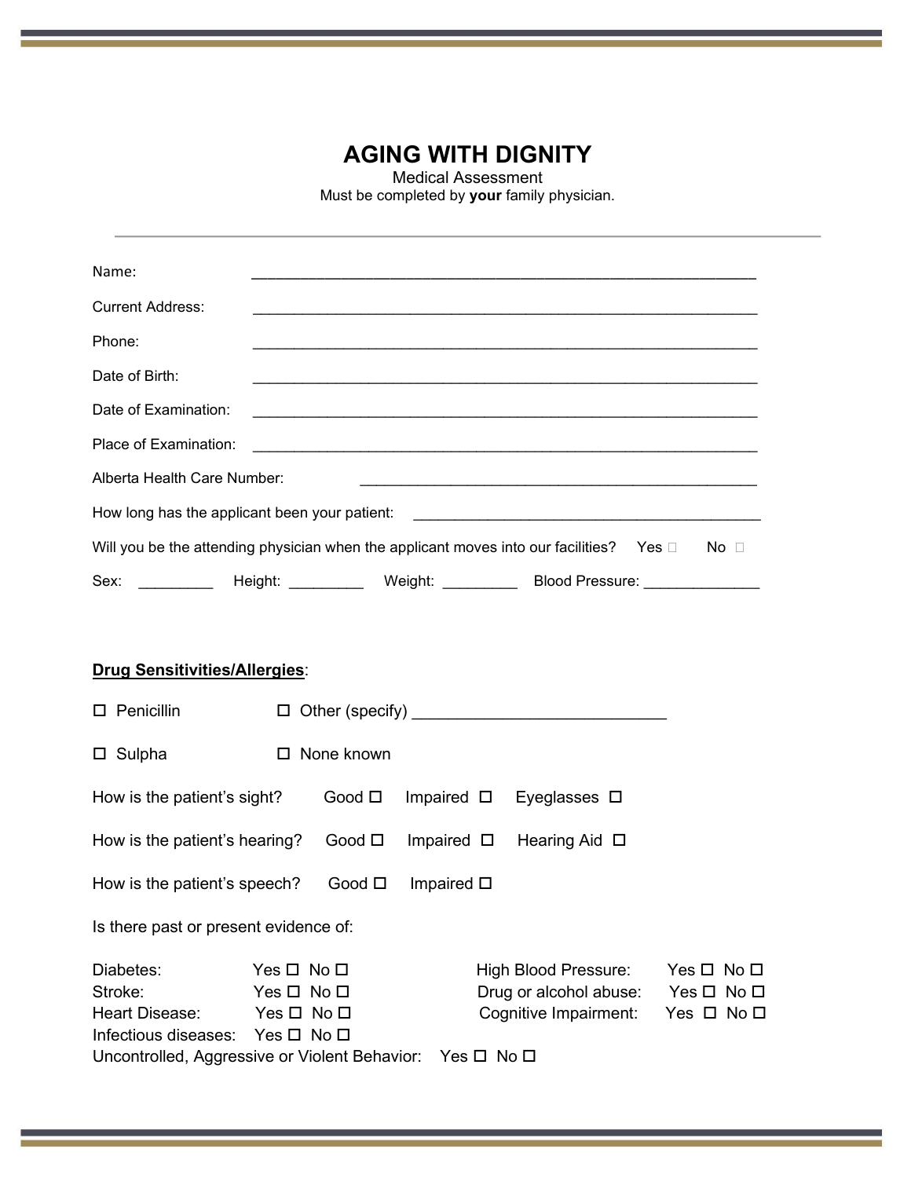# AGING WITH DIGNITY

Medical Assessment

Must be completed by **your** family physician.

---

Name: _______________________________________________________________

Current Address: _______________________________________________________________

Phone: _______________________________________________________________

Date of Birth: _______________________________________________________________

Date of Examination: _______________________________________________________________

Place of Examination: _______________________________________________________________

Alberta Health Care Number: _________________________________________________

How long has the applicant been your patient: ___________________________________________

Will you be the attending physician when the applicant moves into our facilities? Yes ☐ No ☐

Sex: _________ Height: _________ Weight: _________ Blood Pressure: _____________

**Drug Sensitivities/Allergies**:

☐ Penicillin ☐ Other (specify) ____________________________

☐ Sulpha ☐ None known

How is the patient's sight? Good ☐ Impaired ☐ Eyeglasses ☐

How is the patient's hearing? Good ☐ Impaired ☐ Hearing Aid ☐

How is the patient's speech? Good ☐ Impaired ☐

Is there past or present evidence of:

Diabetes: Yes ☐ No ☐

Stroke: Yes ☐ No ☐

Heart Disease: Yes ☐ No ☐

Infectious diseases: Yes ☐ No ☐

High Blood Pressure: Yes ☐ No ☐

Drug or alcohol abuse: Yes ☐ No ☐

Cognitive Impairment: Yes ☐ No ☐

Uncontrolled, Aggressive or Violent Behavior: Yes ☐ No ☐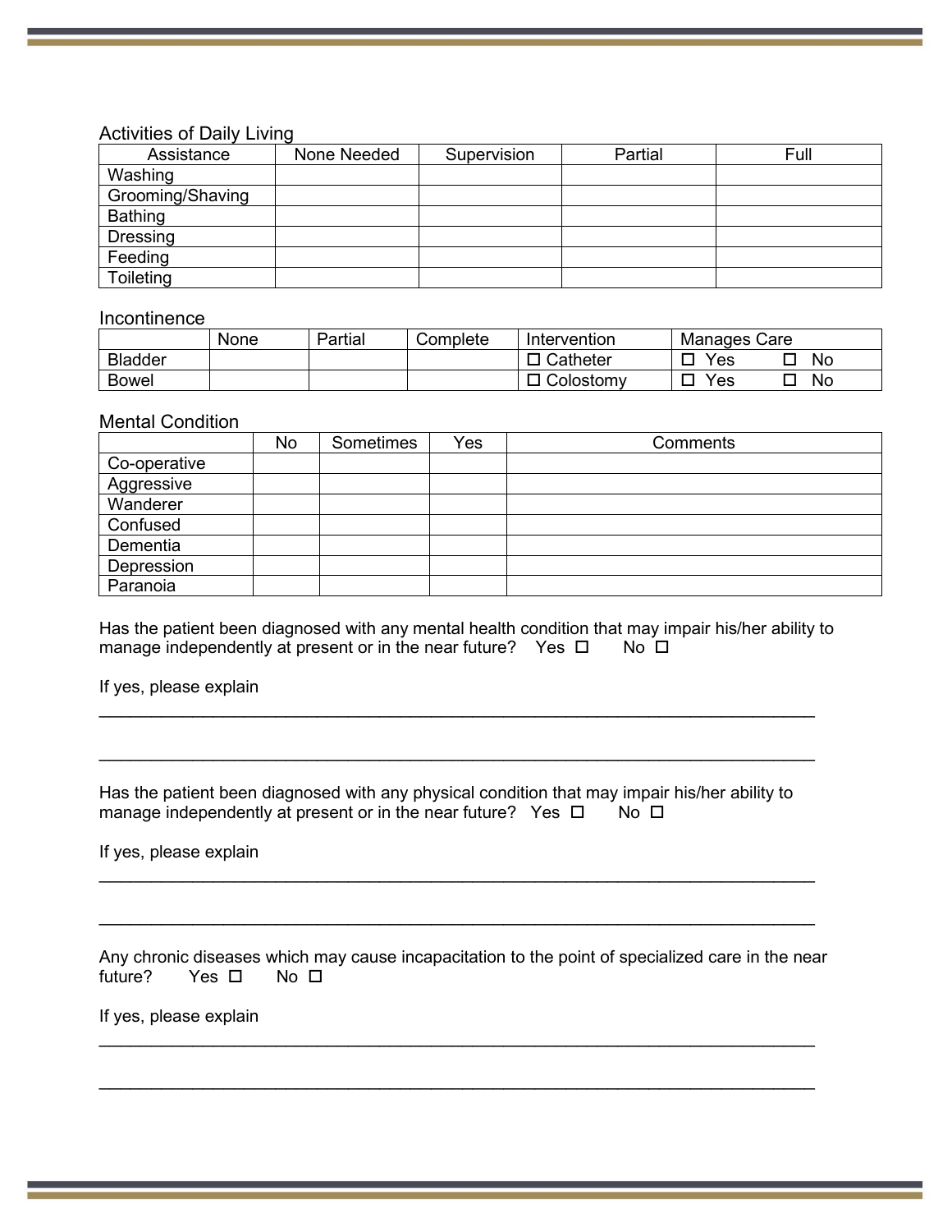## Activities of Daily Living

| Assistance | None Needed | Supervision | Partial | Full |
|---|---|---|---|---|
| Washing | | | | |
| Grooming/Shaving | | | | |
| Bathing | | | | |
| Dressing | | | | |
| Feeding | | | | |
| Toileting | | | | |

## Incontinence

| | None | Partial | Complete | Intervention | Manages Care |
|---|---|---|---|---|---|
| Bladder | | | | ☐ Catheter | ☐ Yes ☐ No |
| Bowel | | | | ☐ Colostomy | ☐ Yes ☐ No |

## Mental Condition

| | No | Sometimes | Yes | Comments |
|---|---|---|---|---|
| Co-operative | | | | |
| Aggressive | | | | |
| Wanderer | | | | |
| Confused | | | | |
| Dementia | | | | |
| Depression | | | | |
| Paranoia | | | | |

Has the patient been diagnosed with any mental health condition that may impair his/her ability to manage independently at present or in the near future? Yes ☐ No ☐

If yes, please explain

______________________________________________________________________________

______________________________________________________________________________

Has the patient been diagnosed with any physical condition that may impair his/her ability to manage independently at present or in the near future? Yes ☐ No ☐

If yes, please explain

______________________________________________________________________________

______________________________________________________________________________

Any chronic diseases which may cause incapacitation to the point of specialized care in the near future? Yes ☐ No ☐

If yes, please explain

______________________________________________________________________________

______________________________________________________________________________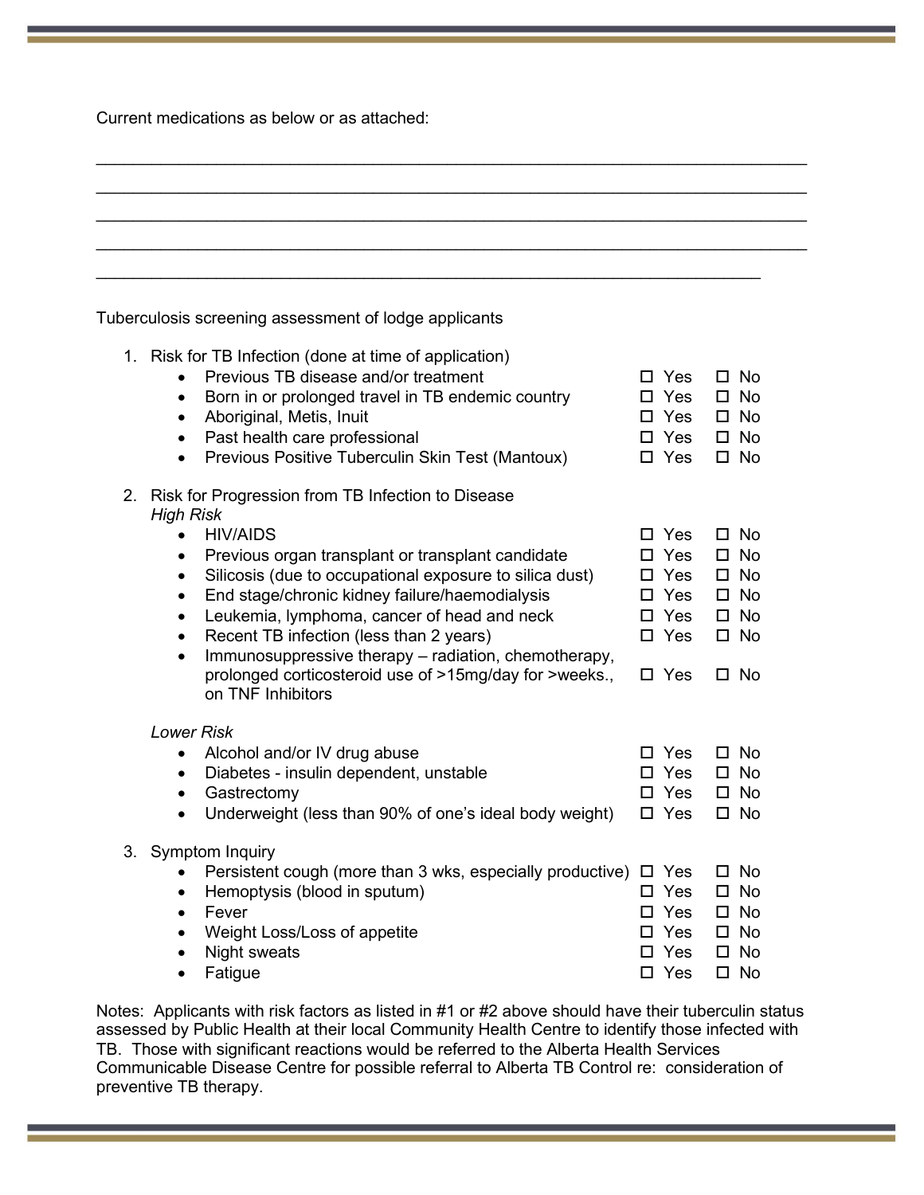Current medications as below or as attached:

\_\_\_\_\_\_\_\_\_\_\_\_\_\_\_\_\_\_\_\_\_\_\_\_\_\_\_\_\_\_\_\_\_\_\_\_\_\_\_\_\_\_\_\_\_\_\_\_\_\_\_\_\_\_\_\_\_\_\_\_\_\_\_\_\_\_\_\_\_\_\_\_\_\_

\_\_\_\_\_\_\_\_\_\_\_\_\_\_\_\_\_\_\_\_\_\_\_\_\_\_\_\_\_\_\_\_\_\_\_\_\_\_\_\_\_\_\_\_\_\_\_\_\_\_\_\_\_\_\_\_\_\_\_\_\_\_\_\_\_\_\_\_\_\_\_\_\_\_

\_\_\_\_\_\_\_\_\_\_\_\_\_\_\_\_\_\_\_\_\_\_\_\_\_\_\_\_\_\_\_\_\_\_\_\_\_\_\_\_\_\_\_\_\_\_\_\_\_\_\_\_\_\_\_\_\_\_\_\_\_\_\_\_\_\_\_\_\_\_\_\_\_\_

\_\_\_\_\_\_\_\_\_\_\_\_\_\_\_\_\_\_\_\_\_\_\_\_\_\_\_\_\_\_\_\_\_\_\_\_\_\_\_\_\_\_\_\_\_\_\_\_\_\_\_\_\_\_\_\_\_\_\_\_\_\_\_\_\_\_\_\_\_\_\_\_\_\_

\_\_\_\_\_\_\_\_\_\_\_\_\_\_\_\_\_\_\_\_\_\_\_\_\_\_\_\_\_\_\_\_\_\_\_\_\_\_\_\_\_\_\_\_\_\_\_\_\_\_\_\_\_\_\_\_\_\_\_\_\_\_\_\_\_\_\_\_

Tuberculosis screening assessment of lodge applicants

1. Risk for TB Infection (done at time of application)
   - Previous TB disease and/or treatment ☐ Yes ☐ No
   - Born in or prolonged travel in TB endemic country ☐ Yes ☐ No
   - Aboriginal, Metis, Inuit ☐ Yes ☐ No
   - Past health care professional ☐ Yes ☐ No
   - Previous Positive Tuberculin Skin Test (Mantoux) ☐ Yes ☐ No

2. Risk for Progression from TB Infection to Disease

   *High Risk*
   - HIV/AIDS ☐ Yes ☐ No
   - Previous organ transplant or transplant candidate ☐ Yes ☐ No
   - Silicosis (due to occupational exposure to silica dust) ☐ Yes ☐ No
   - End stage/chronic kidney failure/haemodialysis ☐ Yes ☐ No
   - Leukemia, lymphoma, cancer of head and neck ☐ Yes ☐ No
   - Recent TB infection (less than 2 years) ☐ Yes ☐ No
   - Immunosuppressive therapy – radiation, chemotherapy, prolonged corticosteroid use of >15mg/day for >weeks., on TNF Inhibitors ☐ Yes ☐ No

   *Lower Risk*
   - Alcohol and/or IV drug abuse ☐ Yes ☐ No
   - Diabetes - insulin dependent, unstable ☐ Yes ☐ No
   - Gastrectomy ☐ Yes ☐ No
   - Underweight (less than 90% of one's ideal body weight) ☐ Yes ☐ No

3. Symptom Inquiry
   - Persistent cough (more than 3 wks, especially productive) ☐ Yes ☐ No
   - Hemoptysis (blood in sputum) ☐ Yes ☐ No
   - Fever ☐ Yes ☐ No
   - Weight Loss/Loss of appetite ☐ Yes ☐ No
   - Night sweats ☐ Yes ☐ No
   - Fatigue ☐ Yes ☐ No

Notes: Applicants with risk factors as listed in #1 or #2 above should have their tuberculin status assessed by Public Health at their local Community Health Centre to identify those infected with TB. Those with significant reactions would be referred to the Alberta Health Services Communicable Disease Centre for possible referral to Alberta TB Control re: consideration of preventive TB therapy.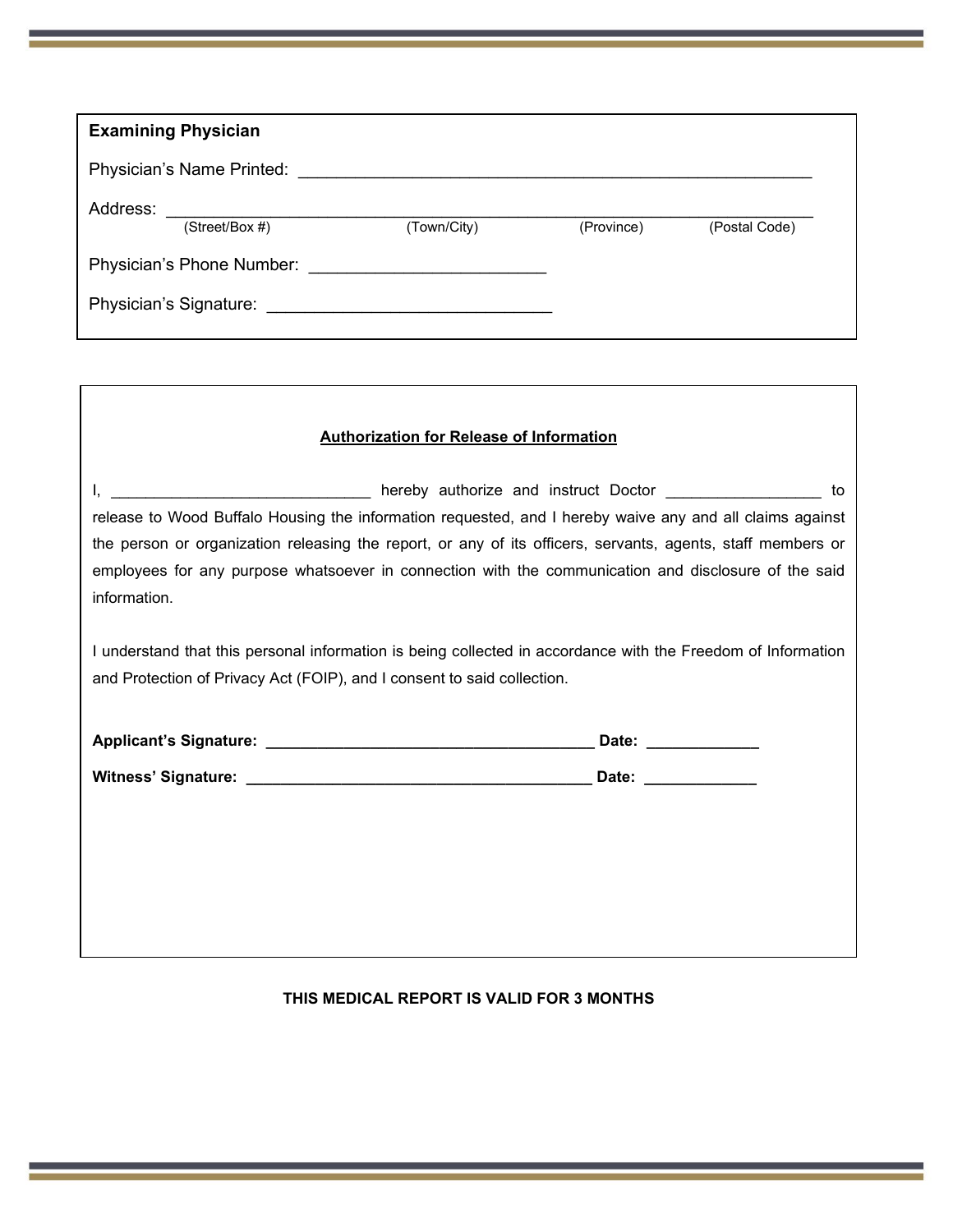**Examining Physician**

Physician's Name Printed: ________________________________________________________

Address: ______________________________________________________________________
(Street/Box #) (Town/City) (Province) (Postal Code)

Physician's Phone Number: _________________________

Physician's Signature: ______________________________

**Authorization for Release of Information**

I, ______________________________ hereby authorize and instruct Doctor __________________ to release to Wood Buffalo Housing the information requested, and I hereby waive any and all claims against the person or organization releasing the report, or any of its officers, servants, agents, staff members or employees for any purpose whatsoever in connection with the communication and disclosure of the said information.

I understand that this personal information is being collected in accordance with the Freedom of Information and Protection of Privacy Act (FOIP), and I consent to said collection.

**Applicant's Signature: ______________________________________ Date: _____________**

**Witness' Signature: ________________________________________ Date: _____________**

**THIS MEDICAL REPORT IS VALID FOR 3 MONTHS**